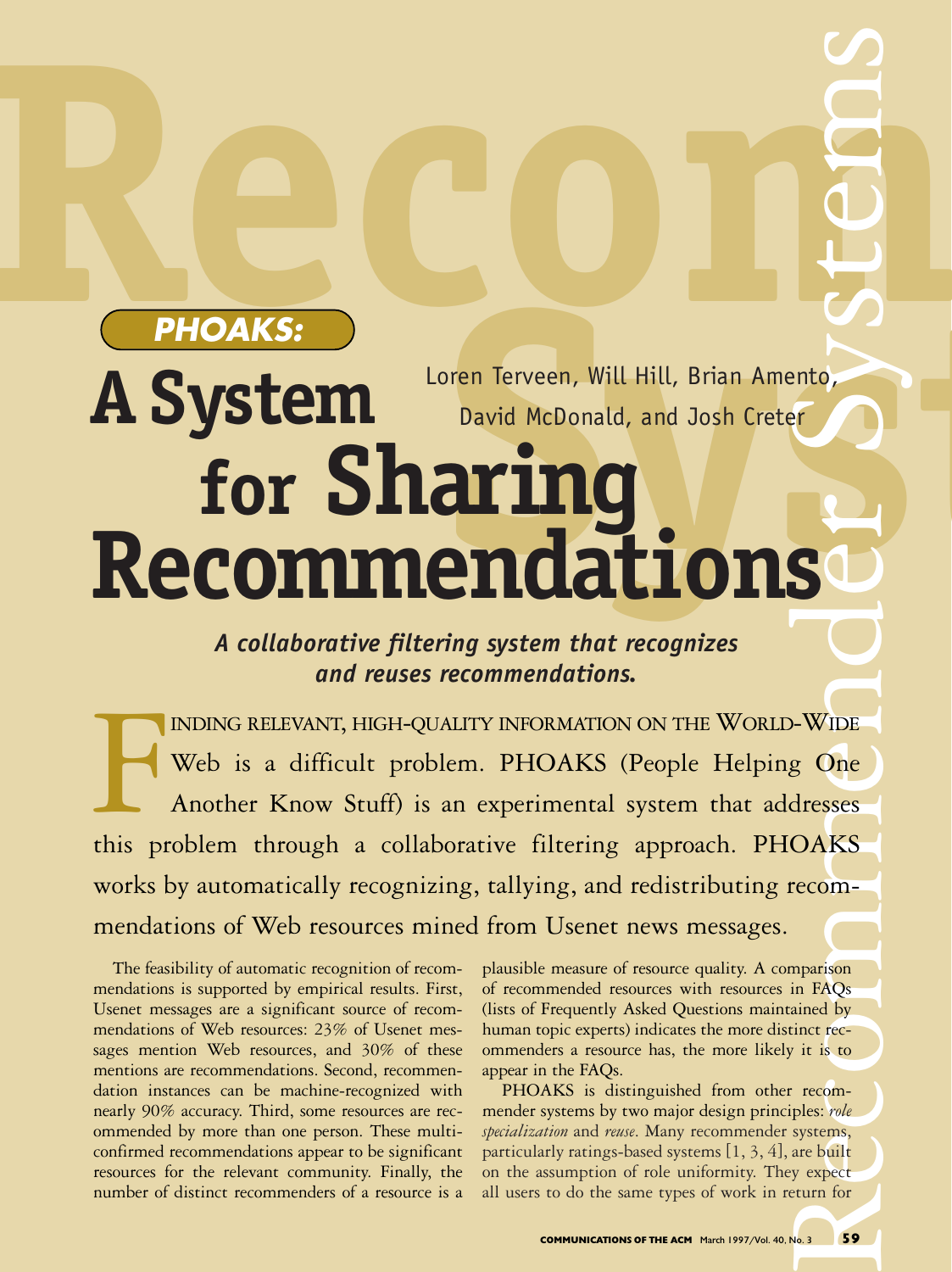# PHOAKS: A System for Sharing Recommendations

Loren Terveen, Will Hill, Brian Amento, David McDonald, and Josh Creter

***A collaborative filtering system that recognizes and reuses recommendations.***

Finding relevant, high-quality information on the World-Wide Web is a difficult problem. PHOAKS (People Helping One Another Know Stuff) is an experimental system that addresses this problem through a collaborative filtering approach. PHOAKS works by automatically recognizing, tallying, and redistributing recommendations of Web resources mined from Usenet news messages.

The feasibility of automatic recognition of recommendations is supported by empirical results. First, Usenet messages are a significant source of recommendations of Web resources: 23% of Usenet messages mention Web resources, and 30% of these mentions are recommendations. Second, recommendation instances can be machine-recognized with nearly 90% accuracy. Third, some resources are recommended by more than one person. These multi-confirmed recommendations appear to be significant resources for the relevant community. Finally, the number of distinct recommenders of a resource is a plausible measure of resource quality. A comparison of recommended resources with resources in FAQs (lists of Frequently Asked Questions maintained by human topic experts) indicates the more distinct recommenders a resource has, the more likely it is to appear in the FAQs.

PHOAKS is distinguished from other recommender systems by two major design principles: *role specialization* and *reuse*. Many recommender systems, particularly ratings-based systems [1, 3, 4], are built on the assumption of role uniformity. They expect all users to do the same types of work in return for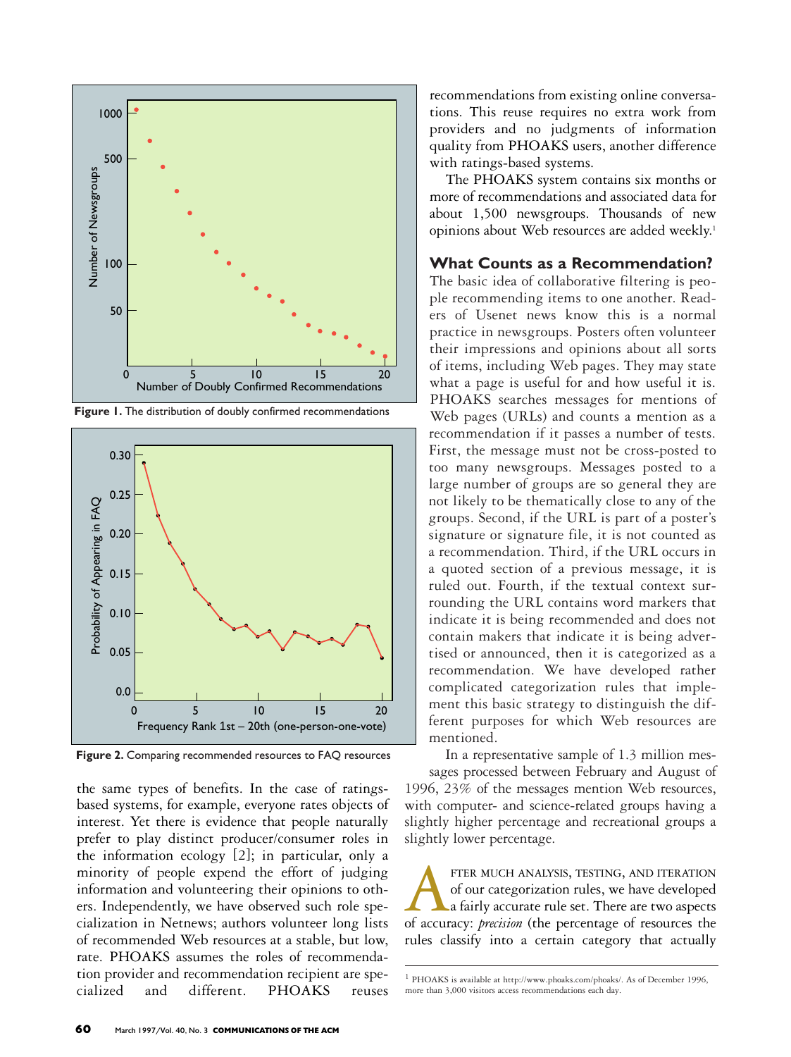Figure 1. The distribution of doubly confirmed recommendations

Figure 2. Comparing recommended resources to FAQ resources

the same types of benefits. In the case of ratings-based systems, for example, everyone rates objects of interest. Yet there is evidence that people naturally prefer to play distinct producer/consumer roles in the information ecology [2]; in particular, only a minority of people expend the effort of judging information and volunteering their opinions to others. Independently, we have observed such role specialization in Netnews; authors volunteer long lists of recommended Web resources at a stable, but low, rate. PHOAKS assumes the roles of recommendation provider and recommendation recipient are specialized and different. PHOAKS reuses recommendations from existing online conversations. This reuse requires no extra work from providers and no judgments of information quality from PHOAKS users, another difference with ratings-based systems.

The PHOAKS system contains six months or more of recommendations and associated data for about 1,500 newsgroups. Thousands of new opinions about Web resources are added weekly.[1]

### What Counts as a Recommendation?

The basic idea of collaborative filtering is people recommending items to one another. Readers of Usenet news know this is a normal practice in newsgroups. Posters often volunteer their impressions and opinions about all sorts of items, including Web pages. They may state what a page is useful for and how useful it is. PHOAKS searches messages for mentions of Web pages (URLs) and counts a mention as a recommendation if it passes a number of tests. First, the message must not be cross-posted to too many newsgroups. Messages posted to a large number of groups are so general they are not likely to be thematically close to any of the groups. Second, if the URL is part of a poster's signature or signature file, it is not counted as a recommendation. Third, if the URL occurs in a quoted section of a previous message, it is ruled out. Fourth, if the textual context surrounding the URL contains word markers that indicate it is being recommended and does not contain makers that indicate it is being advertised or announced, then it is categorized as a recommendation. We have developed rather complicated categorization rules that implement this basic strategy to distinguish the different purposes for which Web resources are mentioned.

In a representative sample of 1.3 million messages processed between February and August of 1996, 23% of the messages mention Web resources, with computer- and science-related groups having a slightly higher percentage and recreational groups a slightly lower percentage.

After much analysis, testing, and iteration of our categorization rules, we have developed a fairly accurate rule set. There are two aspects of accuracy: *precision* (the percentage of resources the rules classify into a certain category that actually

---

[1] PHOAKS is available at http://www.phoaks.com/phoaks/. As of December 1996, more than 3,000 visitors access recommendations each day.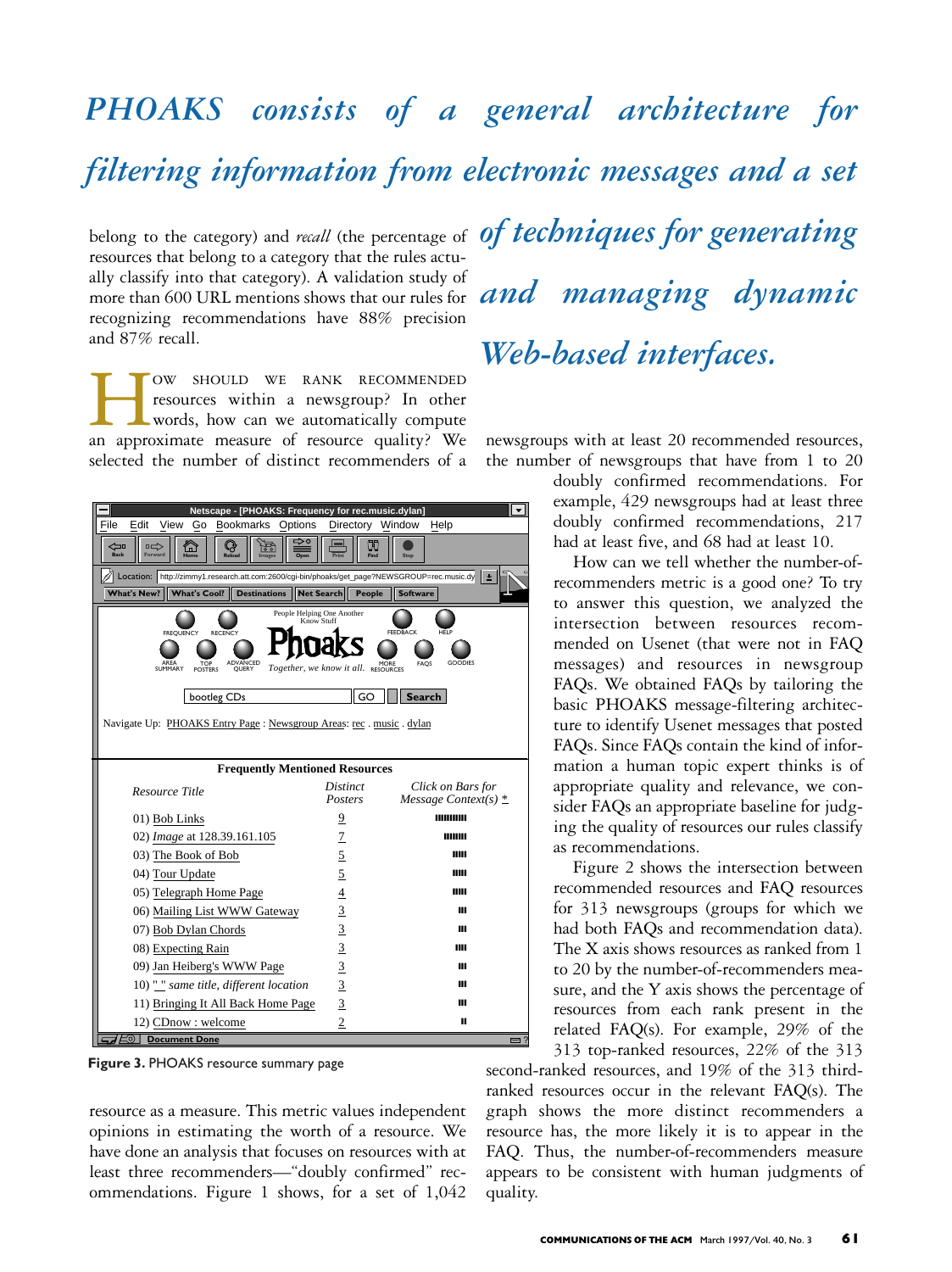*PHOAKS consists of a general architecture for filtering information from electronic messages and a set of techniques for generating and managing dynamic Web-based interfaces.*

belong to the category) and *recall* (the percentage of resources that belong to a category that the rules actually classify into that category). A validation study of more than 600 URL mentions shows that our rules for recognizing recommendations have 88% precision and 87% recall.

How should we rank recommended resources within a newsgroup? In other words, how can we automatically compute an approximate measure of resource quality? We selected the number of distinct recommenders of a resource as a measure. This metric values independent opinions in estimating the worth of a resource. We have done an analysis that focuses on resources with at least three recommenders—"doubly confirmed" recommendations. Figure 1 shows, for a set of 1,042 newsgroups with at least 20 recommended resources, the number of newsgroups that have from 1 to 20 doubly confirmed recommendations. For example, 429 newsgroups had at least three doubly confirmed recommendations, 217 had at least five, and 68 had at least 10.

How can we tell whether the number-of-recommenders metric is a good one? To try to answer this question, we analyzed the intersection between resources recommended on Usenet (that were not in FAQ messages) and resources in newsgroup FAQs. We obtained FAQs by tailoring the basic PHOAKS message-filtering architecture to identify Usenet messages that posted FAQs. Since FAQs contain the kind of information a human topic expert thinks is of appropriate quality and relevance, we consider FAQs an appropriate baseline for judging the quality of resources our rules classify as recommendations.

Figure 2 shows the intersection between recommended resources and FAQ resources for 313 newsgroups (groups for which we had both FAQs and recommendation data). The X axis shows resources as ranked from 1 to 20 by the number-of-recommenders measure, and the Y axis shows the percentage of resources from each rank present in the related FAQ(s). For example, 29% of the 313 top-ranked resources, 22% of the 313 second-ranked resources, and 19% of the 313 third-ranked resources occur in the relevant FAQ(s). The graph shows the more distinct recommenders a resource has, the more likely it is to appear in the FAQ. Thus, the number-of-recommenders measure appears to be consistent with human judgments of quality.

Netscape - [PHOAKS: Frequency for rec.music.dylan]

Navigate Up: PHOAKS Entry Page : Newsgroup Areas: rec . music . dylan

**Frequently Mentioned Resources**

| Resource Title | Distinct Posters | Click on Bars for Message Context(s) * |
|---|---|---|
| 01) Bob Links | 9 | IIIIIIIII |
| 02) *Image* at 128.39.161.105 | 7 | IIIIIII |
| 03) The Book of Bob | 5 | IIIII |
| 04) Tour Update | 5 | IIIII |
| 05) Telegraph Home Page | 4 | IIII |
| 06) Mailing List WWW Gateway | 3 | III |
| 07) Bob Dylan Chords | 3 | III |
| 08) Expecting Rain | 3 | IIII |
| 09) Jan Heiberg's WWW Page | 3 | III |
| 10) " " *same title, different location* | 3 | III |
| 11) Bringing It All Back Home Page | 3 | III |
| 12) CDnow : welcome | 2 | II |

**Figure 3.** PHOAKS resource summary page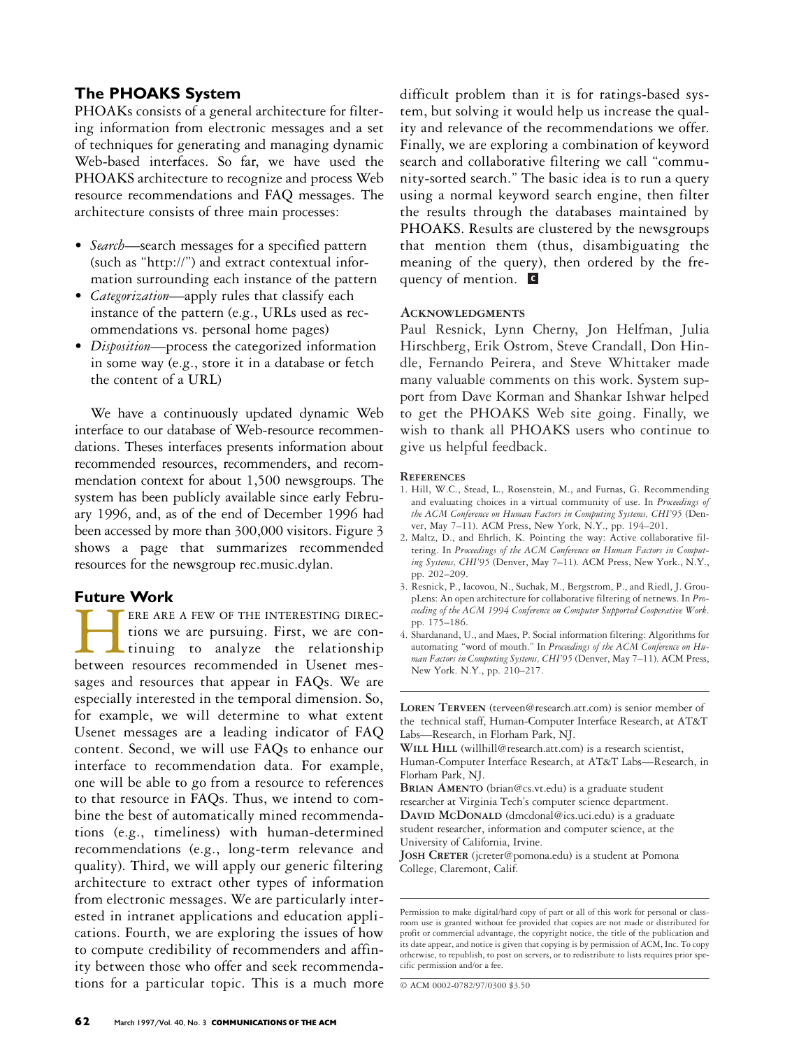## The PHOAKS System

PHOAKs consists of a general architecture for filtering information from electronic messages and a set of techniques for generating and managing dynamic Web-based interfaces. So far, we have used the PHOAKS architecture to recognize and process Web resource recommendations and FAQ messages. The architecture consists of three main processes:

- *Search*—search messages for a specified pattern (such as "http://") and extract contextual information surrounding each instance of the pattern
- *Categorization*—apply rules that classify each instance of the pattern (e.g., URLs used as recommendations vs. personal home pages)
- *Disposition*—process the categorized information in some way (e.g., store it in a database or fetch the content of a URL)

We have a continuously updated dynamic Web interface to our database of Web-resource recommendations. Theses interfaces presents information about recommended resources, recommenders, and recommendation context for about 1,500 newsgroups. The system has been publicly available since early February 1996, and, as of the end of December 1996 had been accessed by more than 300,000 visitors. Figure 3 shows a page that summarizes recommended resources for the newsgroup rec.music.dylan.

## Future Work

Here are a few of the interesting directions we are pursuing. First, we are continuing to analyze the relationship between resources recommended in Usenet messages and resources that appear in FAQs. We are especially interested in the temporal dimension. So, for example, we will determine to what extent Usenet messages are a leading indicator of FAQ content. Second, we will use FAQs to enhance our interface to recommendation data. For example, one will be able to go from a resource to references to that resource in FAQs. Thus, we intend to combine the best of automatically mined recommendations (e.g., timeliness) with human-determined recommendations (e.g., long-term relevance and quality). Third, we will apply our generic filtering architecture to extract other types of information from electronic messages. We are particularly interested in intranet applications and education applications. Fourth, we are exploring the issues of how to compute credibility of recommenders and affinity between those who offer and seek recommendations for a particular topic. This is a much more difficult problem than it is for ratings-based system, but solving it would help us increase the quality and relevance of the recommendations we offer. Finally, we are exploring a combination of keyword search and collaborative filtering we call "community-sorted search." The basic idea is to run a query using a normal keyword search engine, then filter the results through the databases maintained by PHOAKS. Results are clustered by the newsgroups that mention them (thus, disambiguating the meaning of the query), then ordered by the frequency of mention.

### Acknowledgments

Paul Resnick, Lynn Cherny, Jon Helfman, Julia Hirschberg, Erik Ostrom, Steve Crandall, Don Hindle, Fernando Peirera, and Steve Whittaker made many valuable comments on this work. System support from Dave Korman and Shankar Ishwar helped to get the PHOAKS Web site going. Finally, we wish to thank all PHOAKS users who continue to give us helpful feedback.

### References

1. Hill, W.C., Stead, L., Rosenstein, M., and Furnas, G. Recommending and evaluating choices in a virtual community of use. In *Proceedings of the ACM Conference on Human Factors in Computing Systems, CHI'95* (Denver, May 7–11). ACM Press, New York, N.Y., pp. 194–201.
2. Maltz, D., and Ehrlich, K. Pointing the way: Active collaborative filtering. In *Proceedings of the ACM Conference on Human Factors in Computing Systems, CHI'95* (Denver, May 7–11). ACM Press, New York., N.Y., pp. 202–209.
3. Resnick, P., Iacovou, N., Suchak, M., Bergstrom, P., and Riedl, J. GroupLens: An open architecture for collaborative filtering of netnews. In *Proceeding of the ACM 1994 Conference on Computer Supported Cooperative Work*. pp. 175–186.
4. Shardanand, U., and Maes, P. Social information filtering: Algorithms for automating "word of mouth." In *Proceedings of the ACM Conference on Human Factors in Computing Systems, CHI'95* (Denver, May 7–11). ACM Press, New York. N.Y., pp. 210–217.

**Loren Terveen** (terveen@research.att.com) is senior member of the technical staff, Human-Computer Interface Research, at AT&T Labs—Research, in Florham Park, NJ.

**Will Hill** (willhill@research.att.com) is a research scientist, Human-Computer Interface Research, at AT&T Labs—Research, in Florham Park, NJ.

**Brian Amento** (brian@cs.vt.edu) is a graduate student researcher at Virginia Tech's computer science department.

**David McDonald** (dmcdonal@ics.uci.edu) is a graduate student researcher, information and computer science, at the University of California, Irvine.

**Josh Creter** (jcreter@pomona.edu) is a student at Pomona College, Claremont, Calif.

Permission to make digital/hard copy of part or all of this work for personal or classroom use is granted without fee provided that copies are not made or distributed for profit or commercial advantage, the copyright notice, the title of the publication and its date appear, and notice is given that copying is by permission of ACM, Inc. To copy otherwise, to republish, to post on servers, or to redistribute to lists requires prior specific permission and/or a fee.

© ACM 0002-0782/97/0300 $3.50